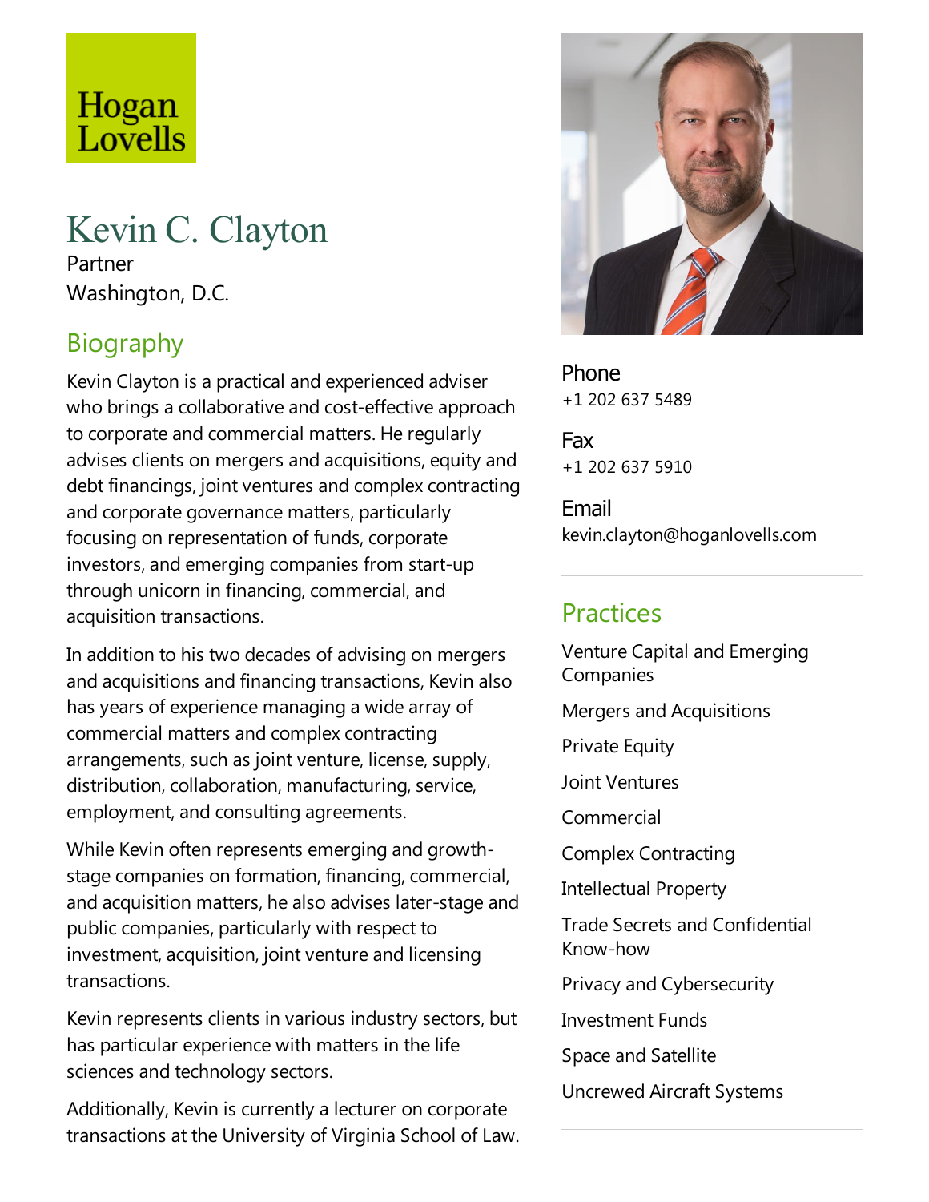Hogan Lovells

# Kevin C. Clayton

Partner

Washington, D.C.

## Biography

Kevin Clayton is a practical and experienced adviser who brings a collaborative and cost-effective approach to corporate and commercial matters. He regularly advises clients on mergers and acquisitions, equity and debt financings, joint ventures and complex contracting and corporate governance matters, particularly focusing on representation of funds, corporate investors, and emerging companies from start-up through unicorn in financing, commercial, and acquisition transactions.

In addition to his two decades of advising on mergers and acquisitions and financing transactions, Kevin also has years of experience managing a wide array of commercial matters and complex contracting arrangements, such as joint venture, license, supply, distribution, collaboration, manufacturing, service, employment, and consulting agreements.

While Kevin often represents emerging and growth-stage companies on formation, financing, commercial, and acquisition matters, he also advises later-stage and public companies, particularly with respect to investment, acquisition, joint venture and licensing transactions.

Kevin represents clients in various industry sectors, but has particular experience with matters in the life sciences and technology sectors.

Additionally, Kevin is currently a lecturer on corporate transactions at the University of Virginia School of Law.

**Phone**
+1 202 637 5489

**Fax**
+1 202 637 5910

**Email**
kevin.clayton@hoganlovells.com

## Practices

- Venture Capital and Emerging Companies
- Mergers and Acquisitions
- Private Equity
- Joint Ventures
- Commercial
- Complex Contracting
- Intellectual Property
- Trade Secrets and Confidential Know-how
- Privacy and Cybersecurity
- Investment Funds
- Space and Satellite
- Uncrewed Aircraft Systems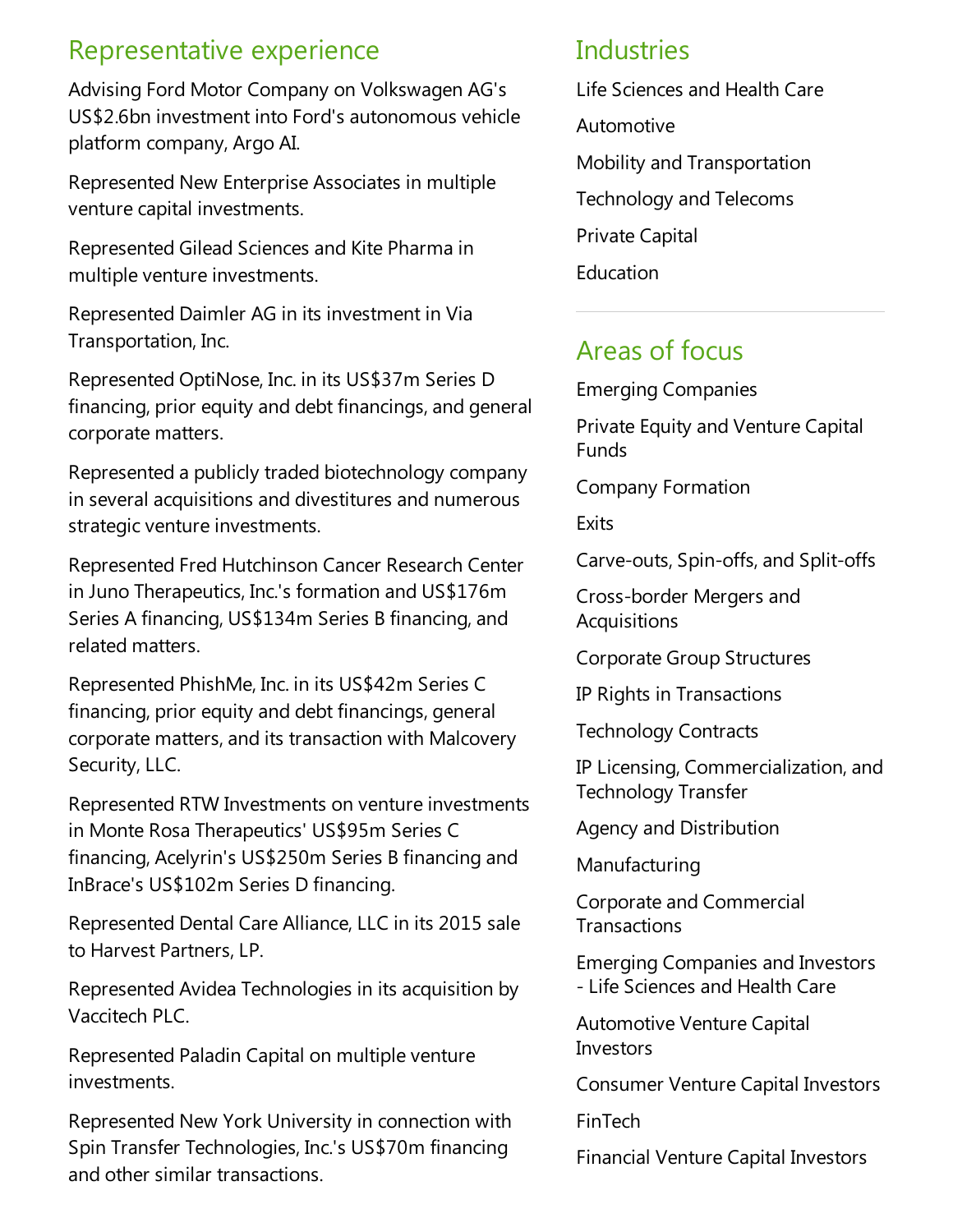## Representative experience

Advising Ford Motor Company on Volkswagen AG's US$2.6bn investment into Ford's autonomous vehicle platform company, Argo AI.

Represented New Enterprise Associates in multiple venture capital investments.

Represented Gilead Sciences and Kite Pharma in multiple venture investments.

Represented Daimler AG in its investment in Via Transportation, Inc.

Represented OptiNose, Inc. in its US$37m Series D financing, prior equity and debt financings, and general corporate matters.

Represented a publicly traded biotechnology company in several acquisitions and divestitures and numerous strategic venture investments.

Represented Fred Hutchinson Cancer Research Center in Juno Therapeutics, Inc.'s formation and US$176m Series A financing, US$134m Series B financing, and related matters.

Represented PhishMe, Inc. in its US$42m Series C financing, prior equity and debt financings, general corporate matters, and its transaction with Malcovery Security, LLC.

Represented RTW Investments on venture investments in Monte Rosa Therapeutics' US$95m Series C financing, Acelyrin's US$250m Series B financing and InBrace's US$102m Series D financing.

Represented Dental Care Alliance, LLC in its 2015 sale to Harvest Partners, LP.

Represented Avidea Technologies in its acquisition by Vaccitech PLC.

Represented Paladin Capital on multiple venture investments.

Represented New York University in connection with Spin Transfer Technologies, Inc.'s US$70m financing and other similar transactions.

## Industries

Life Sciences and Health Care

Automotive

Mobility and Transportation

Technology and Telecoms

Private Capital

Education

## Areas of focus

Emerging Companies

Private Equity and Venture Capital Funds

Company Formation

Exits

Carve-outs, Spin-offs, and Split-offs

Cross-border Mergers and Acquisitions

Corporate Group Structures

IP Rights in Transactions

Technology Contracts

IP Licensing, Commercialization, and Technology Transfer

Agency and Distribution

Manufacturing

Corporate and Commercial Transactions

Emerging Companies and Investors - Life Sciences and Health Care

Automotive Venture Capital Investors

Consumer Venture Capital Investors

FinTech

Financial Venture Capital Investors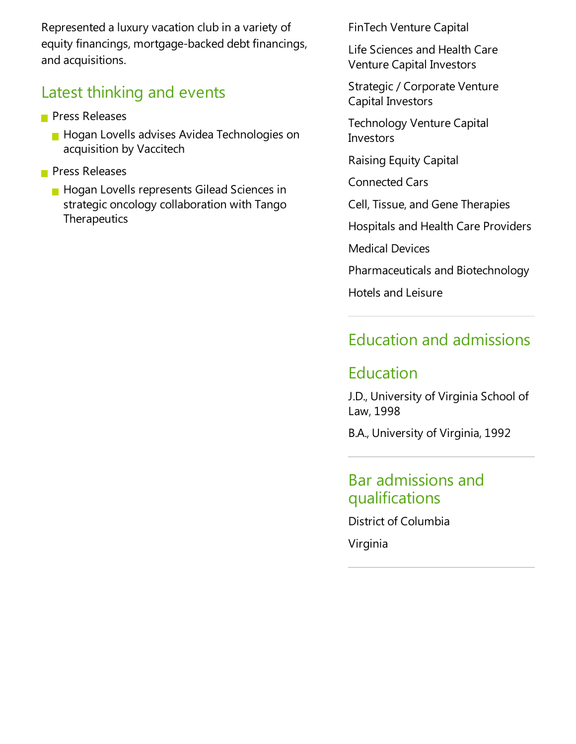Represented a luxury vacation club in a variety of equity financings, mortgage-backed debt financings, and acquisitions.

## Latest thinking and events

- Press Releases
  - Hogan Lovells advises Avidea Technologies on acquisition by Vaccitech
- Press Releases
  - Hogan Lovells represents Gilead Sciences in strategic oncology collaboration with Tango Therapeutics

FinTech Venture Capital

Life Sciences and Health Care Venture Capital Investors

Strategic / Corporate Venture Capital Investors

Technology Venture Capital Investors

Raising Equity Capital

Connected Cars

Cell, Tissue, and Gene Therapies

Hospitals and Health Care Providers

Medical Devices

Pharmaceuticals and Biotechnology

Hotels and Leisure

## Education and admissions

## Education

J.D., University of Virginia School of Law, 1998

B.A., University of Virginia, 1992

## Bar admissions and qualifications

District of Columbia

Virginia